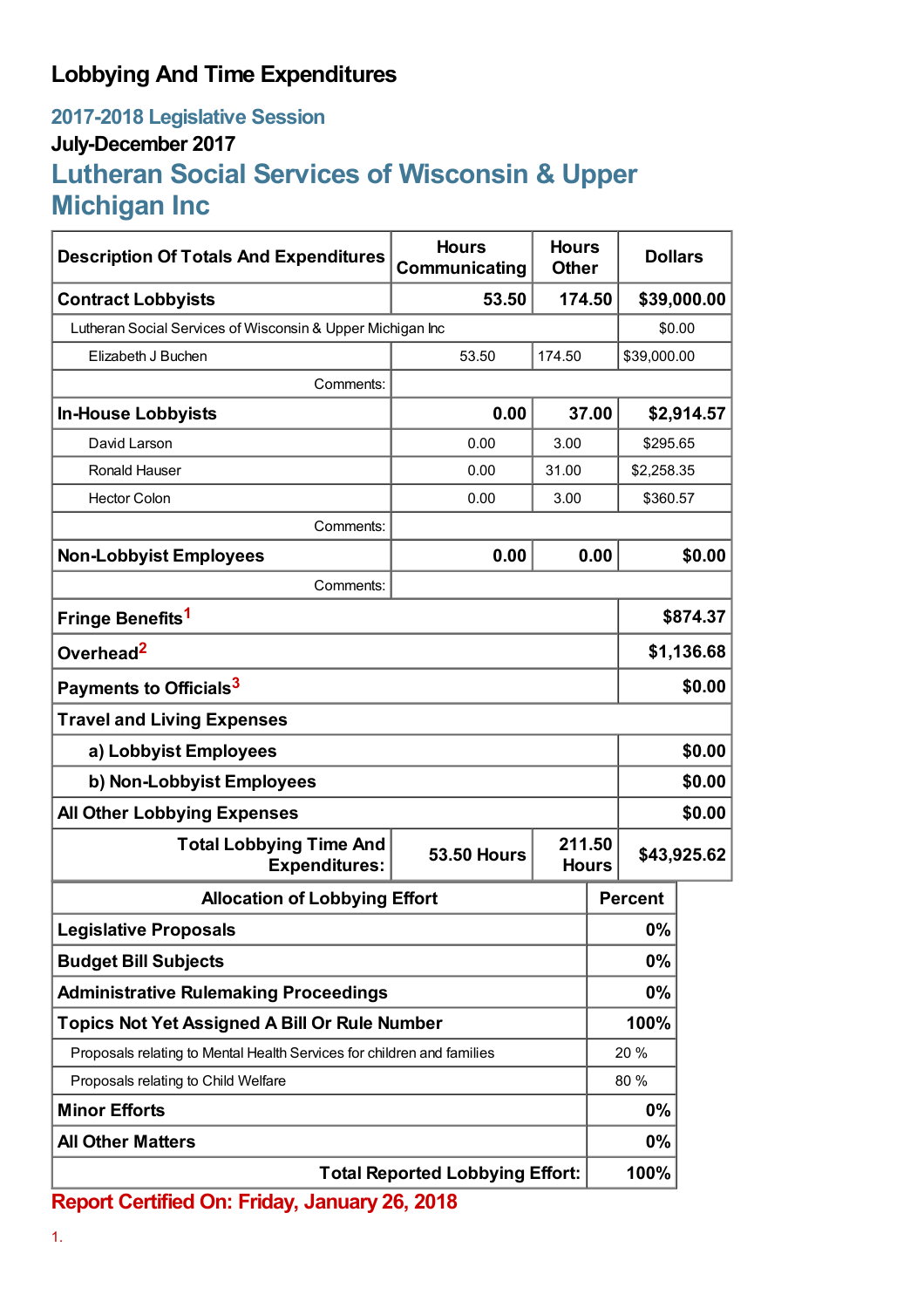# Lobbying And Time Expenditures

## 2017-2018 Legislative Session

### July-December 2017

## Lutheran Social Services of Wisconsin & Upper Michigan Inc

| Description Of Totals And Expenditures | Hours Communicating | Hours Other | Dollars |
|---|---|---|---|
| **Contract Lobbyists** | **53.50** | **174.50** | **$39,000.00** |
| Lutheran Social Services of Wisconsin & Upper Michigan Inc | | | $0.00 |
| Elizabeth J Buchen | 53.50 | 174.50 | $39,000.00 |
| Comments: | | | |
| **In-House Lobbyists** | **0.00** | **37.00** | **$2,914.57** |
| David Larson | 0.00 | 3.00 | $295.65 |
| Ronald Hauser | 0.00 | 31.00 | $2,258.35 |
| Hector Colon | 0.00 | 3.00 | $360.57 |
| Comments: | | | |
| **Non-Lobbyist Employees** | **0.00** | **0.00** | **$0.00** |
| Comments: | | | |
| **Fringe Benefits**[1] | | | **$874.37** |
| **Overhead**[2] | | | **$1,136.68** |
| **Payments to Officials**[3] | | | **$0.00** |
| **Travel and Living Expenses** | | | |
| **a) Lobbyist Employees** | | | **$0.00** |
| **b) Non-Lobbyist Employees** | | | **$0.00** |
| **All Other Lobbying Expenses** | | | **$0.00** |
| **Total Lobbying Time And Expenditures:** | **53.50 Hours** | **211.50 Hours** | **$43,925.62** |

| Allocation of Lobbying Effort | Percent |
|---|---|
| **Legislative Proposals** | **0%** |
| **Budget Bill Subjects** | **0%** |
| **Administrative Rulemaking Proceedings** | **0%** |
| **Topics Not Yet Assigned A Bill Or Rule Number** | **100%** |
| Proposals relating to Mental Health Services for children and families | 20 % |
| Proposals relating to Child Welfare | 80 % |
| **Minor Efforts** | **0%** |
| **All Other Matters** | **0%** |
| **Total Reported Lobbying Effort:** | **100%** |

**Report Certified On: Friday, January 26, 2018**

1.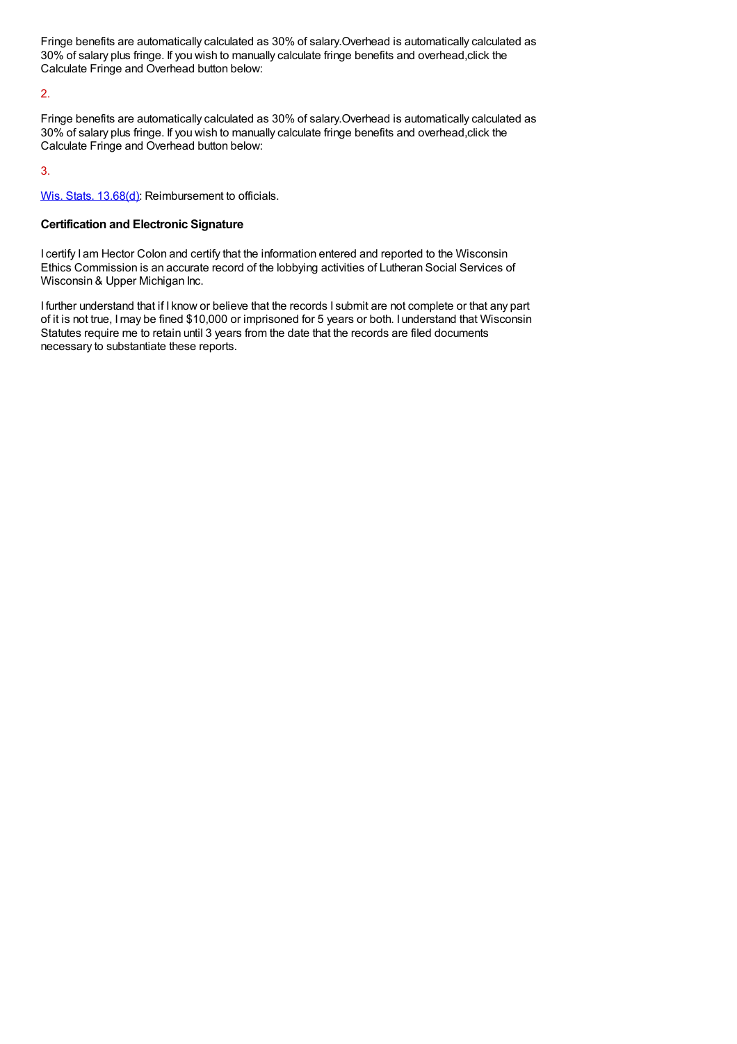Fringe benefits are automatically calculated as 30% of salary.Overhead is automatically calculated as 30% of salary plus fringe. If you wish to manually calculate fringe benefits and overhead,click the Calculate Fringe and Overhead button below:

2.

Fringe benefits are automatically calculated as 30% of salary.Overhead is automatically calculated as 30% of salary plus fringe. If you wish to manually calculate fringe benefits and overhead,click the Calculate Fringe and Overhead button below:

3.

Wis. Stats. 13.68(d): Reimbursement to officials.

**Certification and Electronic Signature**

I certify I am Hector Colon and certify that the information entered and reported to the Wisconsin Ethics Commission is an accurate record of the lobbying activities of Lutheran Social Services of Wisconsin & Upper Michigan Inc.

I further understand that if I know or believe that the records I submit are not complete or that any part of it is not true, I may be fined $10,000 or imprisoned for 5 years or both. I understand that Wisconsin Statutes require me to retain until 3 years from the date that the records are filed documents necessary to substantiate these reports.